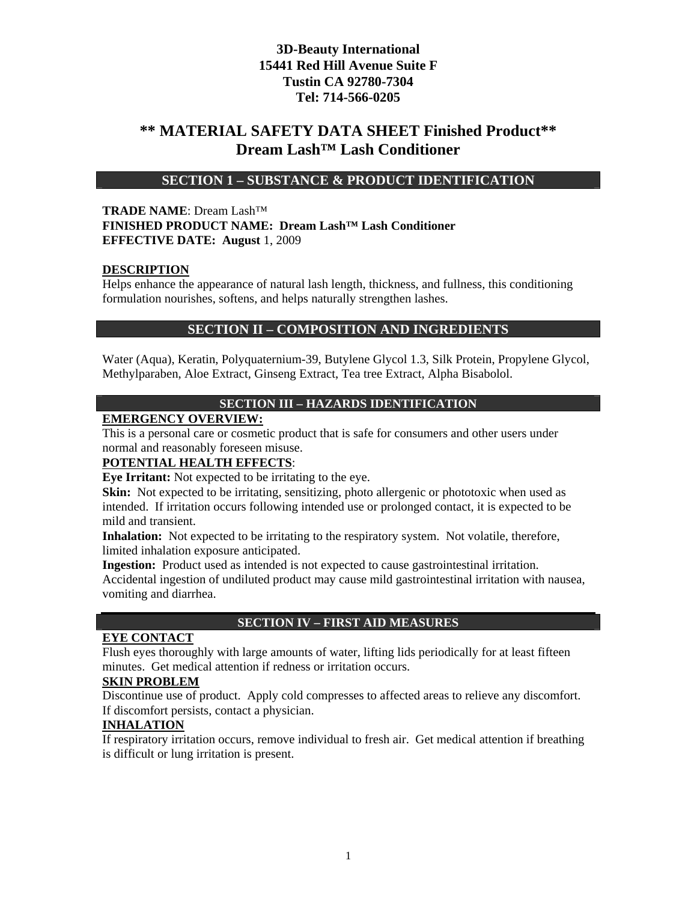**3D-Beauty International**
**15441 Red Hill Avenue Suite F**
**Tustin CA 92780-7304**
**Tel: 714-566-0205**

# ** MATERIAL SAFETY DATA SHEET Finished Product**
# Dream Lash™ Lash Conditioner

## SECTION 1 – SUBSTANCE & PRODUCT IDENTIFICATION

**TRADE NAME**: Dream Lash™
**FINISHED PRODUCT NAME: Dream Lash™ Lash Conditioner**
**EFFECTIVE DATE: August** 1, 2009

**DESCRIPTION**
Helps enhance the appearance of natural lash length, thickness, and fullness, this conditioning formulation nourishes, softens, and helps naturally strengthen lashes.

## SECTION II – COMPOSITION AND INGREDIENTS

Water (Aqua), Keratin, Polyquaternium-39, Butylene Glycol 1.3, Silk Protein, Propylene Glycol, Methylparaben, Aloe Extract, Ginseng Extract, Tea tree Extract, Alpha Bisabolol.

## SECTION III – HAZARDS IDENTIFICATION

**EMERGENCY OVERVIEW:**
This is a personal care or cosmetic product that is safe for consumers and other users under normal and reasonably foreseen misuse.

**POTENTIAL HEALTH EFFECTS**:
**Eye Irritant:** Not expected to be irritating to the eye.
**Skin:** Not expected to be irritating, sensitizing, photo allergenic or phototoxic when used as intended. If irritation occurs following intended use or prolonged contact, it is expected to be mild and transient.
**Inhalation:** Not expected to be irritating to the respiratory system. Not volatile, therefore, limited inhalation exposure anticipated.
**Ingestion:** Product used as intended is not expected to cause gastrointestinal irritation. Accidental ingestion of undiluted product may cause mild gastrointestinal irritation with nausea, vomiting and diarrhea.

## SECTION IV – FIRST AID MEASURES

**EYE CONTACT**
Flush eyes thoroughly with large amounts of water, lifting lids periodically for at least fifteen minutes. Get medical attention if redness or irritation occurs.

**SKIN PROBLEM**
Discontinue use of product. Apply cold compresses to affected areas to relieve any discomfort. If discomfort persists, contact a physician.

**INHALATION**
If respiratory irritation occurs, remove individual to fresh air. Get medical attention if breathing is difficult or lung irritation is present.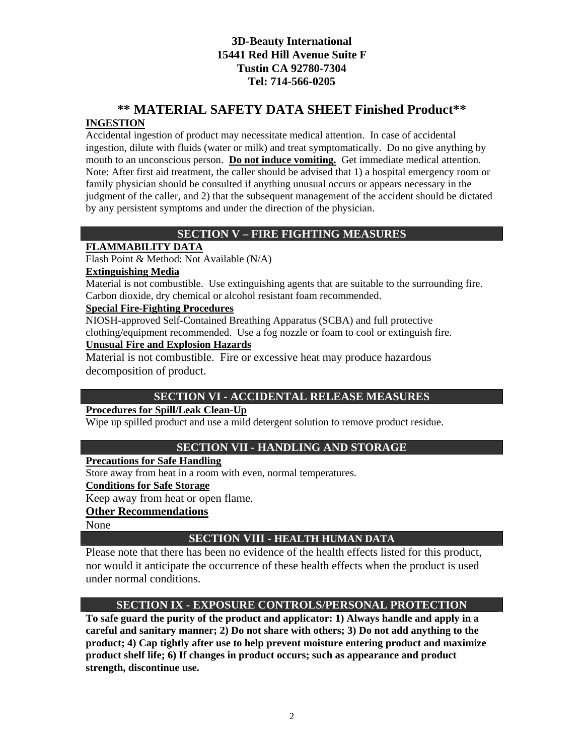**3D-Beauty International**
**15441 Red Hill Avenue Suite F**
**Tustin CA 92780-7304**
**Tel: 714-566-0205**

# ** MATERIAL SAFETY DATA SHEET Finished Product**

**INGESTION**

Accidental ingestion of product may necessitate medical attention. In case of accidental ingestion, dilute with fluids (water or milk) and treat symptomatically. Do no give anything by mouth to an unconscious person. **Do not induce vomiting.** Get immediate medical attention. Note: After first aid treatment, the caller should be advised that 1) a hospital emergency room or family physician should be consulted if anything unusual occurs or appears necessary in the judgment of the caller, and 2) that the subsequent management of the accident should be dictated by any persistent symptoms and under the direction of the physician.

## SECTION V – FIRE FIGHTING MEASURES

**FLAMMABILITY DATA**

Flash Point & Method: Not Available (N/A)

**Extinguishing Media**

Material is not combustible. Use extinguishing agents that are suitable to the surrounding fire. Carbon dioxide, dry chemical or alcohol resistant foam recommended.

**Special Fire-Fighting Procedures**

NIOSH-approved Self-Contained Breathing Apparatus (SCBA) and full protective clothing/equipment recommended. Use a fog nozzle or foam to cool or extinguish fire.

**Unusual Fire and Explosion Hazards**

Material is not combustible. Fire or excessive heat may produce hazardous decomposition of product.

## SECTION VI - ACCIDENTAL RELEASE MEASURES

**Procedures for Spill/Leak Clean-Up**

Wipe up spilled product and use a mild detergent solution to remove product residue.

## SECTION VII - HANDLING AND STORAGE

**Precautions for Safe Handling**

Store away from heat in a room with even, normal temperatures.

**Conditions for Safe Storage**

Keep away from heat or open flame.

**Other Recommendations**

None

## SECTION VIII - HEALTH HUMAN DATA

Please note that there has been no evidence of the health effects listed for this product, nor would it anticipate the occurrence of these health effects when the product is used under normal conditions.

## SECTION IX - EXPOSURE CONTROLS/PERSONAL PROTECTION

**To safe guard the purity of the product and applicator: 1) Always handle and apply in a careful and sanitary manner; 2) Do not share with others; 3) Do not add anything to the product; 4) Cap tightly after use to help prevent moisture entering product and maximize product shelf life; 6) If changes in product occurs; such as appearance and product strength, discontinue use.**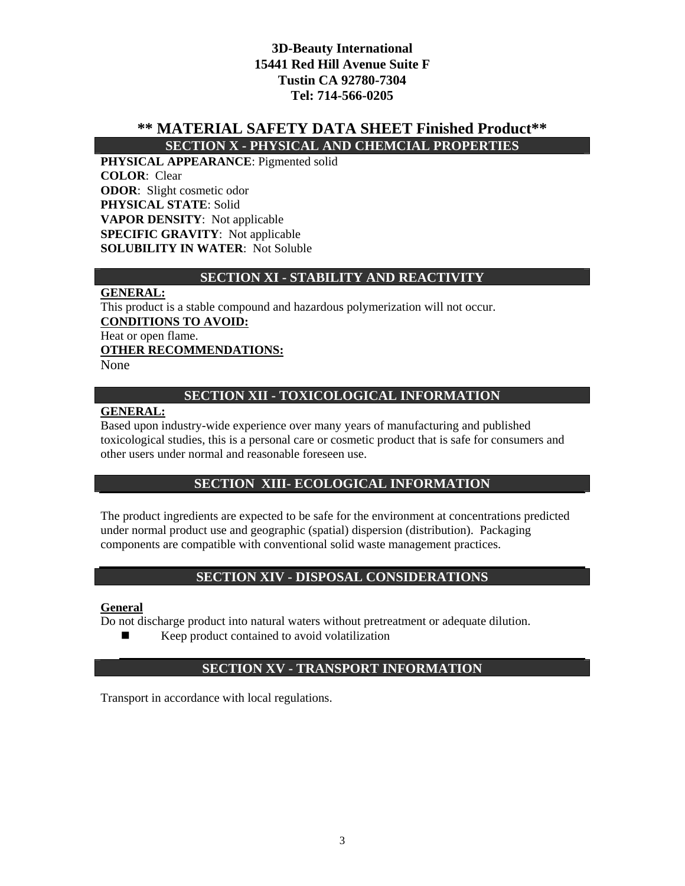**3D-Beauty International**
**15441 Red Hill Avenue Suite F**
**Tustin CA 92780-7304**
**Tel: 714-566-0205**

# ** MATERIAL SAFETY DATA SHEET Finished Product**

## SECTION X - PHYSICAL AND CHEMCIAL PROPERTIES

**PHYSICAL APPEARANCE**: Pigmented solid
**COLOR**: Clear
**ODOR**: Slight cosmetic odor
**PHYSICAL STATE**: Solid
**VAPOR DENSITY**: Not applicable
**SPECIFIC GRAVITY**: Not applicable
**SOLUBILITY IN WATER**: Not Soluble

## SECTION XI - STABILITY AND REACTIVITY

**GENERAL:**
This product is a stable compound and hazardous polymerization will not occur.
**CONDITIONS TO AVOID:**
Heat or open flame.
**OTHER RECOMMENDATIONS:**
None

## SECTION XII - TOXICOLOGICAL INFORMATION

**GENERAL:**
Based upon industry-wide experience over many years of manufacturing and published toxicological studies, this is a personal care or cosmetic product that is safe for consumers and other users under normal and reasonable foreseen use.

## SECTION XIII- ECOLOGICAL INFORMATION

The product ingredients are expected to be safe for the environment at concentrations predicted under normal product use and geographic (spatial) dispersion (distribution). Packaging components are compatible with conventional solid waste management practices.

## SECTION XIV - DISPOSAL CONSIDERATIONS

**General**
Do not discharge product into natural waters without pretreatment or adequate dilution.

- Keep product contained to avoid volatilization

## SECTION XV - TRANSPORT INFORMATION

Transport in accordance with local regulations.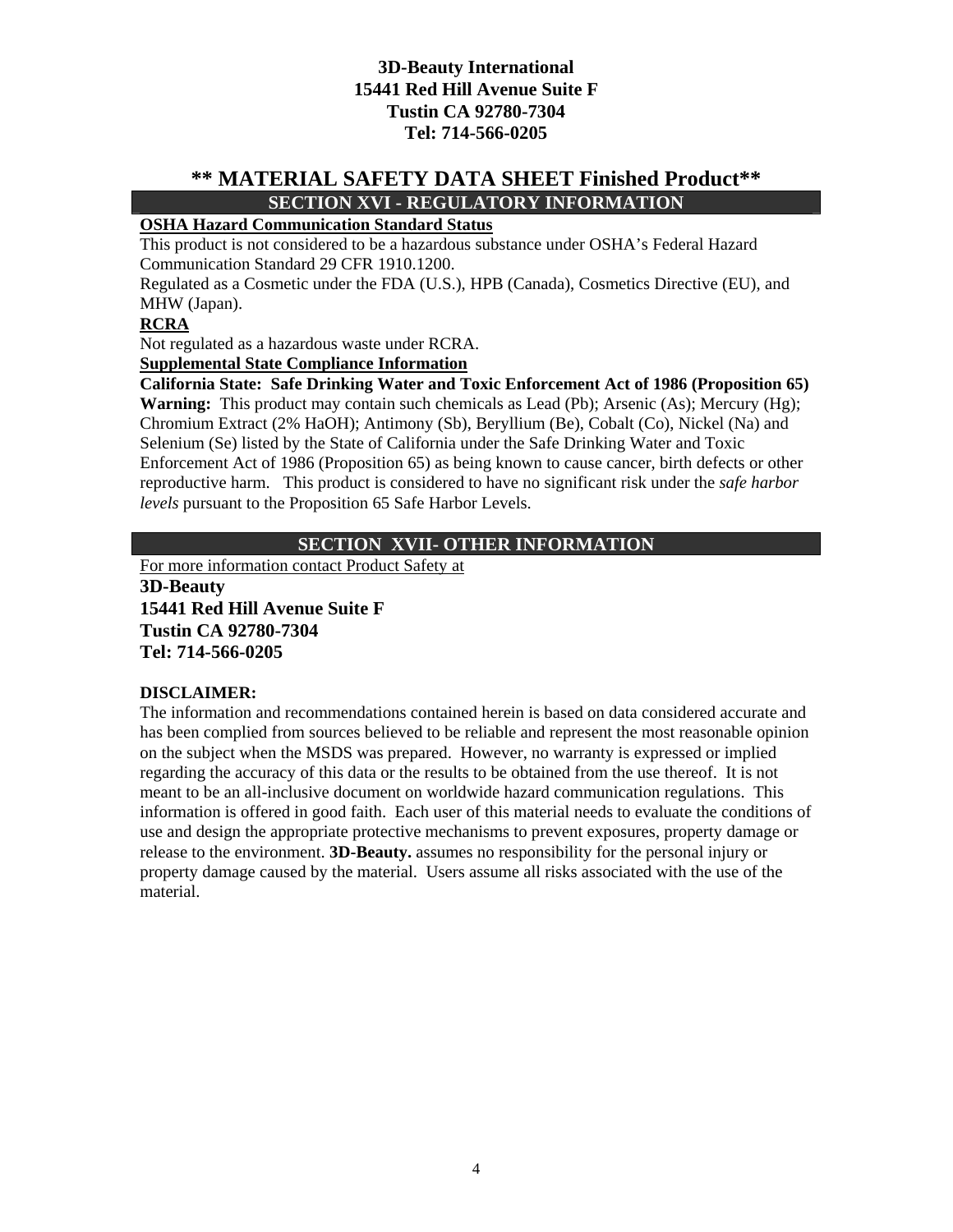**3D-Beauty International**
**15441 Red Hill Avenue Suite F**
**Tufstin CA 92780-7304**
**Tel: 714-566-0205**

# ** MATERIAL SAFETY DATA SHEET Finished Product**

## SECTION XVI - REGULATORY INFORMATION

**OSHA Hazard Communication Standard Status**

This product is not considered to be a hazardous substance under OSHA's Federal Hazard Communication Standard 29 CFR 1910.1200.

Regulated as a Cosmetic under the FDA (U.S.), HPB (Canada), Cosmetics Directive (EU), and MHW (Japan).

**RCRA**

Not regulated as a hazardous waste under RCRA.

**Supplemental State Compliance Information**

**California State: Safe Drinking Water and Toxic Enforcement Act of 1986 (Proposition 65)**

**Warning:** This product may contain such chemicals as Lead (Pb); Arsenic (As); Mercury (Hg); Chromium Extract (2% HaOH); Antimony (Sb), Beryllium (Be), Cobalt (Co), Nickel (Na) and Selenium (Se) listed by the State of California under the Safe Drinking Water and Toxic Enforcement Act of 1986 (Proposition 65) as being known to cause cancer, birth defects or other reproductive harm. This product is considered to have no significant risk under the *safe harbor levels* pursuant to the Proposition 65 Safe Harbor Levels.

## SECTION XVII- OTHER INFORMATION

For more information contact Product Safety at

**3D-Beauty**
**15441 Red Hill Avenue Suite F**
**Tustin CA 92780-7304**
**Tel: 714-566-0205**

**DISCLAIMER:**

The information and recommendations contained herein is based on data considered accurate and has been complied from sources believed to be reliable and represent the most reasonable opinion on the subject when the MSDS was prepared. However, no warranty is expressed or implied regarding the accuracy of this data or the results to be obtained from the use thereof. It is not meant to be an all-inclusive document on worldwide hazard communication regulations. This information is offered in good faith. Each user of this material needs to evaluate the conditions of use and design the appropriate protective mechanisms to prevent exposures, property damage or release to the environment. **3D-Beauty.** assumes no responsibility for the personal injury or property damage caused by the material. Users assume all risks associated with the use of the material.